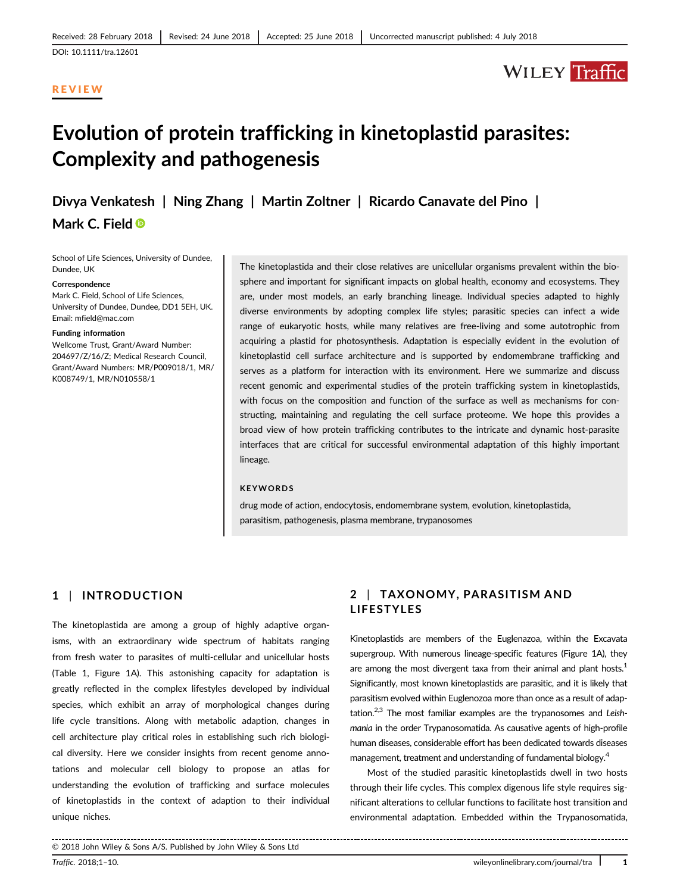Received: 28 February 2018 | Revised: 24 June 2018 | Accepted: 25 June 2018 | Uncorrected manuscript published: 4 July 2018

DOI: 10.1111/tra.12601

**REVIEW**

# Evolution of protein trafficking in kinetoplastid parasites: Complexity and pathogenesis

**Divya Venkatesh | Ning Zhang | Martin Zoltner | Ricardo Canavate del Pino | Mark C. Field**

School of Life Sciences, University of Dundee, Dundee, UK

**Correspondence**
Mark C. Field, School of Life Sciences, University of Dundee, Dundee, DD1 5EH, UK.
Email: mfield@mac.com

**Funding information**
Wellcome Trust, Grant/Award Number: 204697/Z/16/Z; Medical Research Council, Grant/Award Numbers: MR/P009018/1, MR/K008749/1, MR/N010558/1

The kinetoplastida and their close relatives are unicellular organisms prevalent within the biosphere and important for significant impacts on global health, economy and ecosystems. They are, under most models, an early branching lineage. Individual species adapted to highly diverse environments by adopting complex life styles; parasitic species can infect a wide range of eukaryotic hosts, while many relatives are free-living and some autotrophic from acquiring a plastid for photosynthesis. Adaptation is especially evident in the evolution of kinetoplastid cell surface architecture and is supported by endomembrane trafficking and serves as a platform for interaction with its environment. Here we summarize and discuss recent genomic and experimental studies of the protein trafficking system in kinetoplastids, with focus on the composition and function of the surface as well as mechanisms for constructing, maintaining and regulating the cell surface proteome. We hope this provides a broad view of how protein trafficking contributes to the intricate and dynamic host-parasite interfaces that are critical for successful environmental adaptation of this highly important lineage.

**KEYWORDS**

drug mode of action, endocytosis, endomembrane system, evolution, kinetoplastida, parasitism, pathogenesis, plasma membrane, trypanosomes

## 1 | INTRODUCTION

The kinetoplastida are among a group of highly adaptive organisms, with an extraordinary wide spectrum of habitats ranging from fresh water to parasites of multi-cellular and unicellular hosts (Table 1, Figure 1A). This astonishing capacity for adaptation is greatly reflected in the complex lifestyles developed by individual species, which exhibit an array of morphological changes during life cycle transitions. Along with metabolic adaption, changes in cell architecture play critical roles in establishing such rich biological diversity. Here we consider insights from recent genome annotations and molecular cell biology to propose an atlas for understanding the evolution of trafficking and surface molecules of kinetoplastids in the context of adaption to their individual unique niches.

## 2 | TAXONOMY, PARASITISM AND LIFESTYLES

Kinetoplastids are members of the Euglenazoa, within the Excavata supergroup. With numerous lineage-specific features (Figure 1A), they are among the most divergent taxa from their animal and plant hosts.[1] Significantly, most known kinetoplastids are parasitic, and it is likely that parasitism evolved within Euglenozoa more than once as a result of adaptation.[2,3] The most familiar examples are the trypanosomes and *Leishmania* in the order Trypanosomatida. As causative agents of high-profile human diseases, considerable effort has been dedicated towards diseases management, treatment and understanding of fundamental biology.[4]

Most of the studied parasitic kinetoplastids dwell in two hosts through their life cycles. This complex digenous life style requires significant alterations to cellular functions to facilitate host transition and environmental adaptation. Embedded within the Trypanosomatida,

© 2018 John Wiley & Sons A/S. Published by John Wiley & Sons Ltd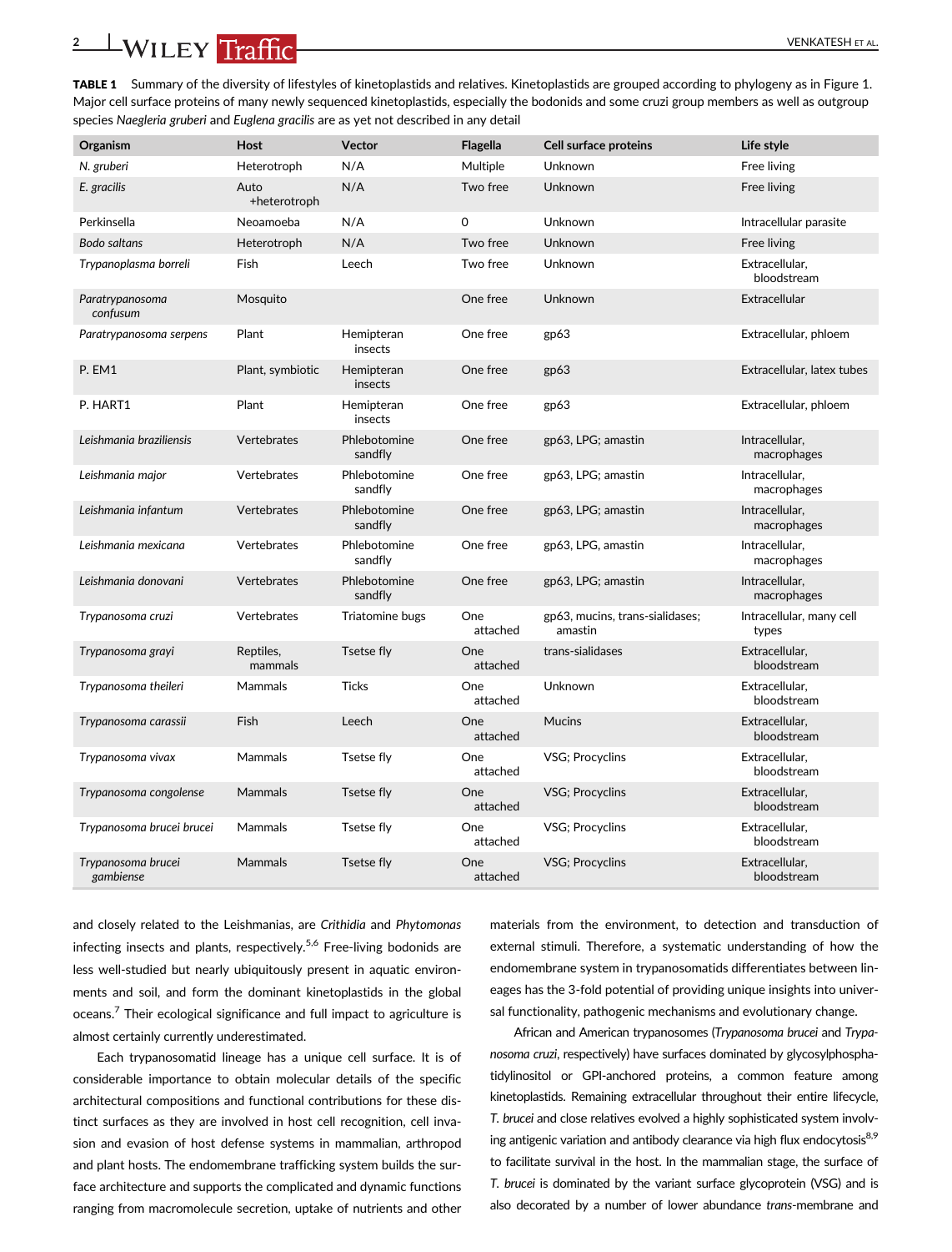**TABLE 1** Summary of the diversity of lifestyles of kinetoplastids and relatives. Kinetoplastids are grouped according to phylogeny as in Figure 1. Major cell surface proteins of many newly sequenced kinetoplastids, especially the bodonids and some cruzi group members as well as outgroup species *Naegleria gruberi* and *Euglena gracilis* are as yet not described in any detail

| Organism | Host | Vector | Flagella | Cell surface proteins | Life style |
|---|---|---|---|---|---|
| *N. gruberi* | Heterotroph | N/A | Multiple | Unknown | Free living |
| *E. gracilis* | Auto +heterotroph | N/A | Two free | Unknown | Free living |
| Perkinsella | Neoamoeba | N/A | 0 | Unknown | Intracellular parasite |
| *Bodo saltans* | Heterotroph | N/A | Two free | Unknown | Free living |
| *Trypanoplasma borreli* | Fish | Leech | Two free | Unknown | Extracellular, bloodstream |
| *Paratrypanosoma confusum* | Mosquito | | One free | Unknown | Extracellular |
| *Paratrypanosoma serpens* | Plant | Hemipteran insects | One free | gp63 | Extracellular, phloem |
| P. EM1 | Plant, symbiotic | Hemipteran insects | One free | gp63 | Extracellular, latex tubes |
| P. HART1 | Plant | Hemipteran insects | One free | gp63 | Extracellular, phloem |
| *Leishmania braziliensis* | Vertebrates | Phlebotomine sandfly | One free | gp63, LPG; amastin | Intracellular, macrophages |
| *Leishmania major* | Vertebrates | Phlebotomine sandfly | One free | gp63, LPG; amastin | Intracellular, macrophages |
| *Leishmania infantum* | Vertebrates | Phlebotomine sandfly | One free | gp63, LPG; amastin | Intracellular, macrophages |
| *Leishmania mexicana* | Vertebrates | Phlebotomine sandfly | One free | gp63, LPG, amastin | Intracellular, macrophages |
| *Leishmania donovani* | Vertebrates | Phlebotomine sandfly | One free | gp63, LPG; amastin | Intracellular, macrophages |
| *Trypanosoma cruzi* | Vertebrates | Triatomine bugs | One attached | gp63, mucins, trans-sialidases; amastin | Intracellular, many cell types |
| *Trypanosoma grayi* | Reptiles, mammals | Tsetse fly | One attached | trans-sialidases | Extracellular, bloodstream |
| *Trypanosoma theileri* | Mammals | Ticks | One attached | Unknown | Extracellular, bloodstream |
| *Trypanosoma carassii* | Fish | Leech | One attached | Mucins | Extracellular, bloodstream |
| *Trypanosoma vivax* | Mammals | Tsetse fly | One attached | VSG; Procyclins | Extracellular, bloodstream |
| *Trypanosoma congolense* | Mammals | Tsetse fly | One attached | VSG; Procyclins | Extracellular, bloodstream |
| *Trypanosoma brucei brucei* | Mammals | Tsetse fly | One attached | VSG; Procyclins | Extracellular, bloodstream |
| *Trypanosoma brucei gambiense* | Mammals | Tsetse fly | One attached | VSG; Procyclins | Extracellular, bloodstream |

and closely related to the Leishmanias, are *Crithidia* and *Phytomonas* infecting insects and plants, respectively.[5,6] Free-living bodonids are less well-studied but nearly ubiquitously present in aquatic environments and soil, and form the dominant kinetoplastids in the global oceans.[7] Their ecological significance and full impact to agriculture is almost certainly currently underestimated.

Each trypanosomatid lineage has a unique cell surface. It is of considerable importance to obtain molecular details of the specific architectural compositions and functional contributions for these distinct surfaces as they are involved in host cell recognition, cell invasion and evasion of host defense systems in mammalian, arthropod and plant hosts. The endomembrane trafficking system builds the surface architecture and supports the complicated and dynamic functions ranging from macromolecule secretion, uptake of nutrients and other materials from the environment, to detection and transduction of external stimuli. Therefore, a systematic understanding of how the endomembrane system in trypanosomatids differentiates between lineages has the 3-fold potential of providing unique insights into universal functionality, pathogenic mechanisms and evolutionary change.

African and American trypanosomes (*Trypanosoma brucei* and *Trypanosoma cruzi*, respectively) have surfaces dominated by glycosylphosphatidylinositol or GPI-anchored proteins, a common feature among kinetoplastids. Remaining extracellular throughout their entire lifecycle, *T. brucei* and close relatives evolved a highly sophisticated system involving antigenic variation and antibody clearance via high flux endocytosis[8,9] to facilitate survival in the host. In the mammalian stage, the surface of *T. brucei* is dominated by the variant surface glycoprotein (VSG) and is also decorated by a number of lower abundance *trans*-membrane and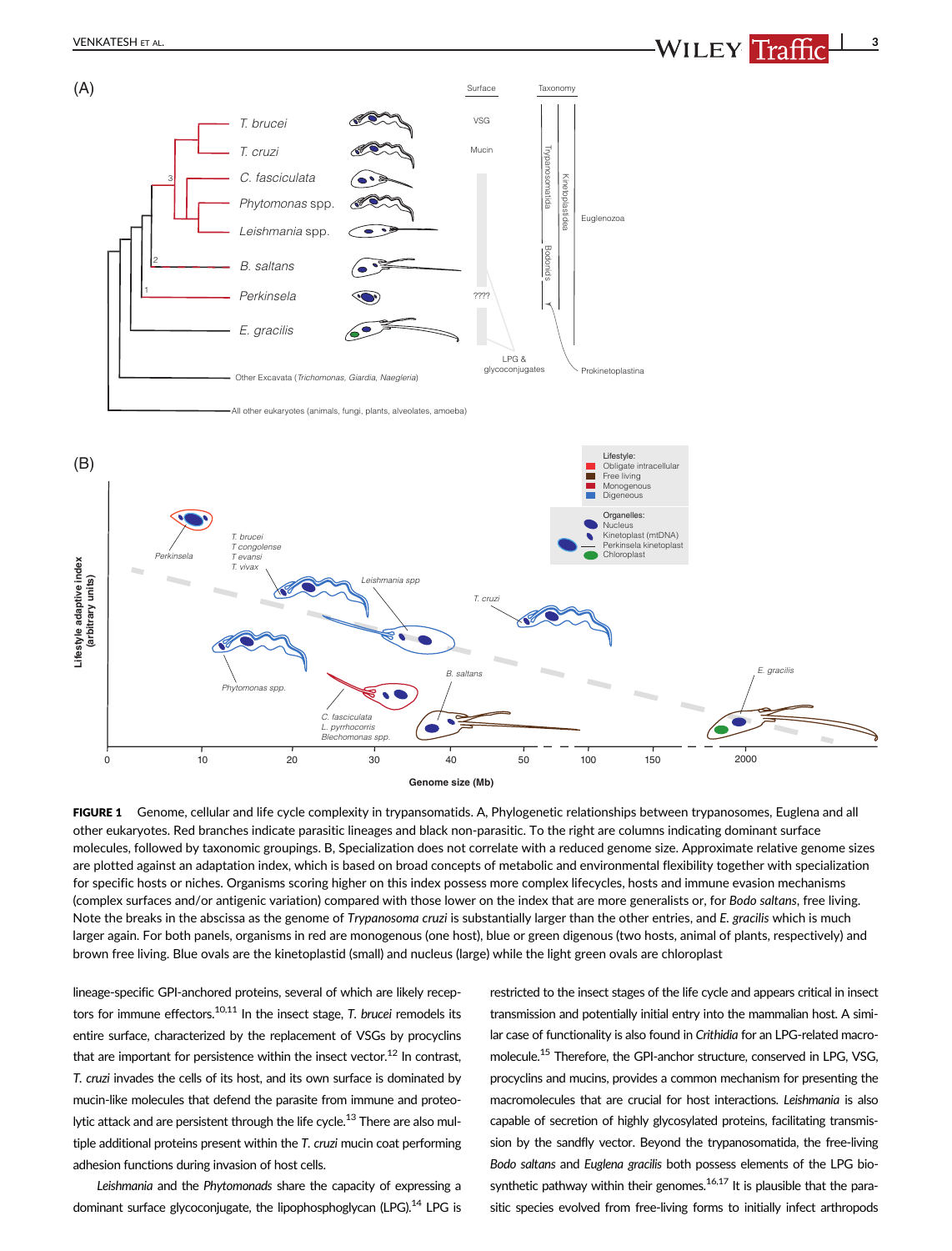**FIGURE 1** Genome, cellular and life cycle complexity in trypansomatids. A, Phylogenetic relationships between trypanosomes, Euglena and all other eukaryotes. Red branches indicate parasitic lineages and black non-parasitic. To the right are columns indicating dominant surface molecules, followed by taxonomic groupings. B, Specialization does not correlate with a reduced genome size. Approximate relative genome sizes are plotted against an adaptation index, which is based on broad concepts of metabolic and environmental flexibility together with specialization for specific hosts or niches. Organisms scoring higher on this index possess more complex lifecycles, hosts and immune evasion mechanisms (complex surfaces and/or antigenic variation) compared with those lower on the index that are more generalists or, for *Bodo saltans*, free living. Note the breaks in the abscissa as the genome of *Trypanosoma cruzi* is substantially larger than the other entries, and *E. gracilis* which is much larger again. For both panels, organisms in red are monogenous (one host), blue or green digenous (two hosts, animal of plants, respectively) and brown free living. Blue ovals are the kinetoplastid (small) and nucleus (large) while the light green ovals are chloroplast

lineage-specific GPI-anchored proteins, several of which are likely receptors for immune effectors.[10,11] In the insect stage, *T. brucei* remodels its entire surface, characterized by the replacement of VSGs by procyclins that are important for persistence within the insect vector.[12] In contrast, *T. cruzi* invades the cells of its host, and its own surface is dominated by mucin-like molecules that defend the parasite from immune and proteolytic attack and are persistent through the life cycle.[13] There are also multiple additional proteins present within the *T. cruzi* mucin coat performing adhesion functions during invasion of host cells.

*Leishmania* and the *Phytomonads* share the capacity of expressing a dominant surface glycoconjugate, the lipophosphoglycan (LPG).[14] LPG is restricted to the insect stages of the life cycle and appears critical in insect transmission and potentially initial entry into the mammalian host. A similar case of functionality is also found in *Crithidia* for an LPG-related macromolecule.[15] Therefore, the GPI-anchor structure, conserved in LPG, VSG, procyclins and mucins, provides a common mechanism for presenting the macromolecules that are crucial for host interactions. *Leishmania* is also capable of secretion of highly glycosylated proteins, facilitating transmission by the sandfly vector. Beyond the trypanosomatida, the free-living *Bodo saltans* and *Euglena gracilis* both possess elements of the LPG biosynthetic pathway within their genomes.[16,17] It is plausible that the parasitic species evolved from free-living forms to initially infect arthropods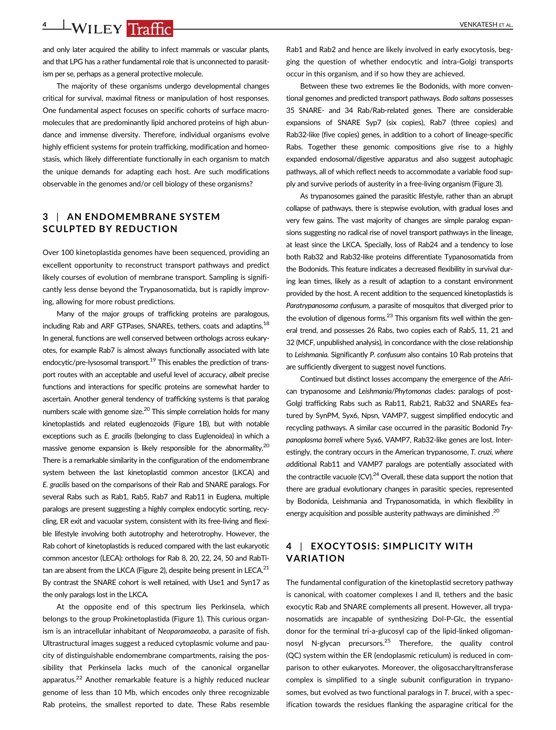and only later acquired the ability to infect mammals or vascular plants, and that LPG has a rather fundamental role that is unconnected to parasitism per se, perhaps as a general protective molecule.

The majority of these organisms undergo developmental changes critical for survival, maximal fitness or manipulation of host responses. One fundamental aspect focuses on specific cohorts of surface macromolecules that are predominantly lipid anchored proteins of high abundance and immense diversity. Therefore, individual organisms evolve highly efficient systems for protein trafficking, modification and homeostasis, which likely differentiate functionally in each organism to match the unique demands for adapting each host. Are such modifications observable in the genomes and/or cell biology of these organisms?

## 3 | AN ENDOMEMBRANE SYSTEM SCULPTED BY REDUCTION

Over 100 kinetoplastida genomes have been sequenced, providing an excellent opportunity to reconstruct transport pathways and predict likely courses of evolution of membrane transport. Sampling is significantly less dense beyond the Trypanosomatida, but is rapidly improving, allowing for more robust predictions.

Many of the major groups of trafficking proteins are paralogous, including Rab and ARF GTPases, SNAREs, tethers, coats and adaptins.[18] In general, functions are well conserved between orthologs across eukaryotes, for example Rab7 is almost always functionally associated with late endocytic/pre-lysosomal transport.[19] This enables the prediction of transport routes with an acceptable and useful level of accuracy, *albeit* precise functions and interactions for specific proteins are somewhat harder to ascertain. Another general tendency of trafficking systems is that paralog numbers scale with genome size.[20] This simple correlation holds for many kinetoplastids and related euglenozoids (Figure 1B), but with notable exceptions such as *E. gracilis* (belonging to class Euglenoidea) in which a massive genome expansion is likely responsible for the abnormality.[20] There is a remarkable similarity in the configuration of the endomembrane system between the last kinetoplastid common ancestor (LKCA) and *E. gracilis* based on the comparisons of their Rab and SNARE paralogs. For several Rabs such as Rab1, Rab5, Rab7 and Rab11 in Euglena, multiple paralogs are present suggesting a highly complex endocytic sorting, recycling, ER exit and vacuolar system, consistent with its free-living and flexible lifestyle involving both autotrophy and heterotrophy. However, the Rab cohort of kinetoplastids is reduced compared with the last eukaryotic common ancestor (LECA): orthologs for Rab 8, 20, 22, 24, 50 and RabTitan are absent from the LKCA (Figure 2), despite being present in LECA.[21] By contrast the SNARE cohort is well retained, with Use1 and Syn17 as the only paralogs lost in the LKCA.

At the opposite end of this spectrum lies Perkinsela, which belongs to the group Prokinetoplastida (Figure 1). This curious organism is an intracellular inhabitant of *Neoparamaeoba*, a parasite of fish. Ultrastructural images suggest a reduced cytoplasmic volume and paucity of distinguishable endomembrane compartments, raising the possibility that Perkinsela lacks much of the canonical organellar apparatus.[22] Another remarkable feature is a highly reduced nuclear genome of less than 10 Mb, which encodes only three recognizable Rab proteins, the smallest reported to date. These Rabs resemble Rab1 and Rab2 and hence are likely involved in early exocytosis, begging the question of whether endocytic and intra-Golgi transports occur in this organism, and if so how they are achieved.

Between these two extremes lie the Bodonids, with more conventional genomes and predicted transport pathways. *Bodo saltans* possesses 35 SNARE- and 34 Rab/Rab-related genes. There are considerable expansions of SNARE Syp7 (six copies), Rab7 (three copies) and Rab32-like (five copies) genes, in addition to a cohort of lineage-specific Rabs. Together these genomic compositions give rise to a highly expanded endosomal/digestive apparatus and also suggest autophagic pathways, all of which reflect needs to accommodate a variable food supply and survive periods of austerity in a free-living organism (Figure 3).

As trypanosomes gained the parasitic lifestyle, rather than an abrupt collapse of pathways, there is stepwise evolution, with gradual loses and very few gains. The vast majority of changes are simple paralog expansions suggesting no radical rise of novel transport pathways in the lineage, at least since the LKCA. Specially, loss of Rab24 and a tendency to lose both Rab32 and Rab32-like proteins differentiate Typanosomatida from the Bodonids. This feature indicates a decreased flexibility in survival during lean times, likely as a result of adaption to a constant environment provided by the host. A recent addition to the sequenced kinetoplastids is *Paratrypanosoma confusum*, a parasite of mosquitos that diverged prior to the evolution of digenous forms.[23] This organism fits well within the general trend, and possesses 26 Rabs, two copies each of Rab5, 11, 21 and 32 (MCF, unpublished analysis), in concordance with the close relationship to *Leishmania.* Significantly *P. confusum* also contains 10 Rab proteins that are sufficiently divergent to suggest novel functions.

Continued but distinct losses accompany the emergence of the African trypanosome and *Leishmania/Phytomonas* clades: paralogs of post-Golgi trafficking Rabs such as Rab11, Rab21, Rab32 and SNAREs featured by SynPM, Syx6, Npsn, VAMP7, suggest simplified endocytic and recycling pathways. A similar case occurred in the parasitic Bodonid *Trypanoplasma borreli* where Syx6, VAMP7, Rab32-like genes are lost. Interestingly, the contrary occurs in the American trypanosome, *T. cruzi, where a*dditional Rab11 and VAMP7 paralogs are potentially associated with the contractile vacuole (CV).[24] Overall, these data support the notion that there are gradual evolutionary changes in parasitic species, represented by Bodonida, Leishmania and Trypanosomatida, in which flexibility in energy acquisition and possible austerity pathways are diminished .[20]

## 4 | EXOCYTOSIS: SIMPLICITY WITH VARIATION

The fundamental configuration of the kinetoplastid secretory pathway is canonical, with coatomer complexes I and II, tethers and the basic exocytic Rab and SNARE complements all present. However, all trypanosomatids are incapable of synthesizing Dol-P-Glc, the essential donor for the terminal tri-a-glucosyl cap of the lipid-linked oligomannosyl N-glycan precursors.[25] Therefore, the quality control (QC) system within the ER (endoplasmic reticulum) is reduced in comparison to other eukaryotes. Moreover, the oligosaccharyltransferase complex is simplified to a single subunit configuration in trypanosomes, but evolved as two functional paralogs in *T. brucei*, with a specification towards the residues flanking the asparagine critical for the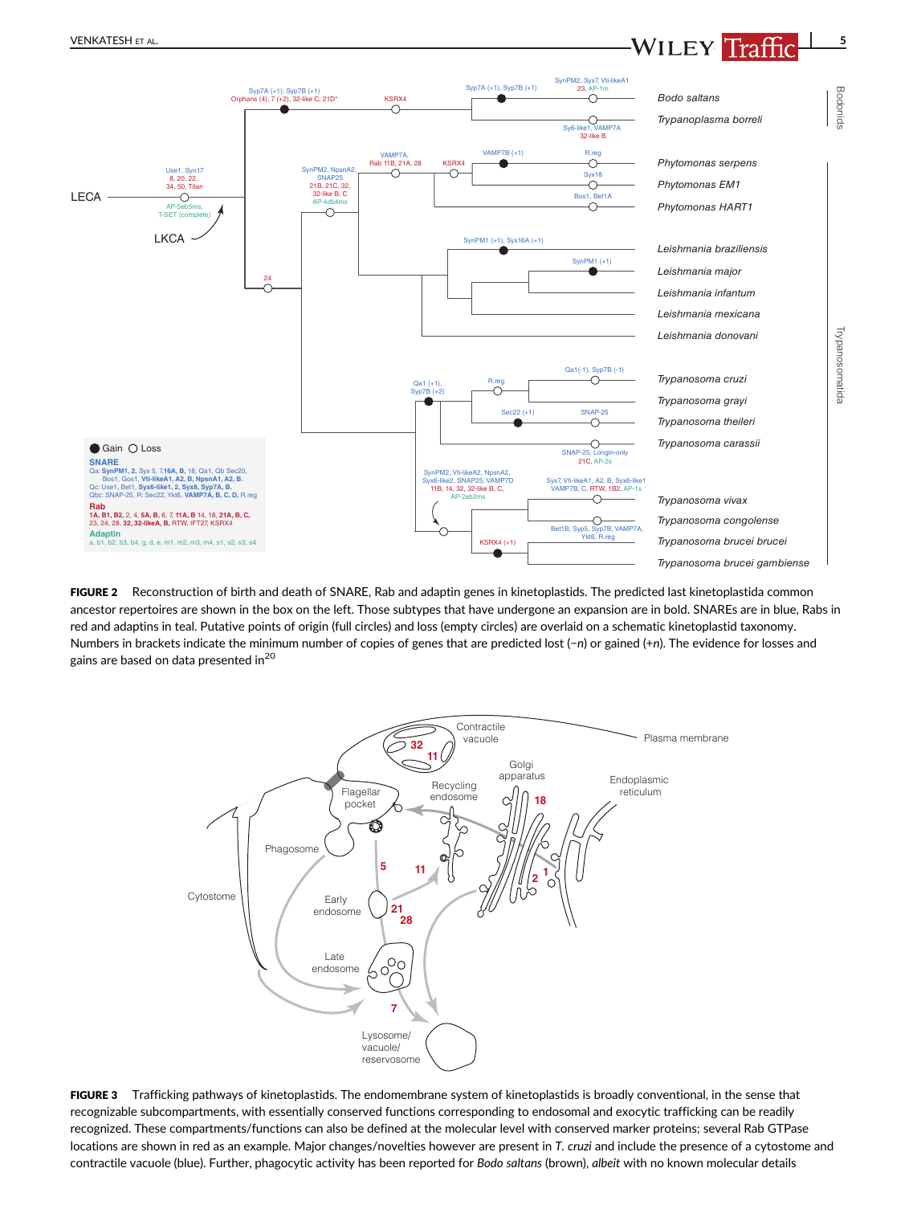**FIGURE 2** Reconstruction of birth and death of SNARE, Rab and adaptin genes in kinetoplastids. The predicted last kinetoplastida common ancestor repertoires are shown in the box on the left. Those subtypes that have undergone an expansion are in bold. SNAREs are in blue, Rabs in red and adaptins in teal. Putative points of origin (full circles) and loss (empty circles) are overlaid on a schematic kinetoplastid taxonomy. Numbers in brackets indicate the minimum number of copies of genes that are predicted lost (−*n*) or gained (+*n*). The evidence for losses and gains are based on data presented in[20]

**FIGURE 3** Trafficking pathways of kinetoplastids. The endomembrane system of kinetoplastids is broadly conventional, in the sense that recognizable subcompartments, with essentially conserved functions corresponding to endosomal and exocytic trafficking can be readily recognized. These compartments/functions can also be defined at the molecular level with conserved marker proteins; several Rab GTPase locations are shown in red as an example. Major changes/novelties however are present in *T. cruzi* and include the presence of a cytostome and contractile vacuole (blue). Further, phagocytic activity has been reported for *Bodo saltans* (brown), *albeit* with no known molecular details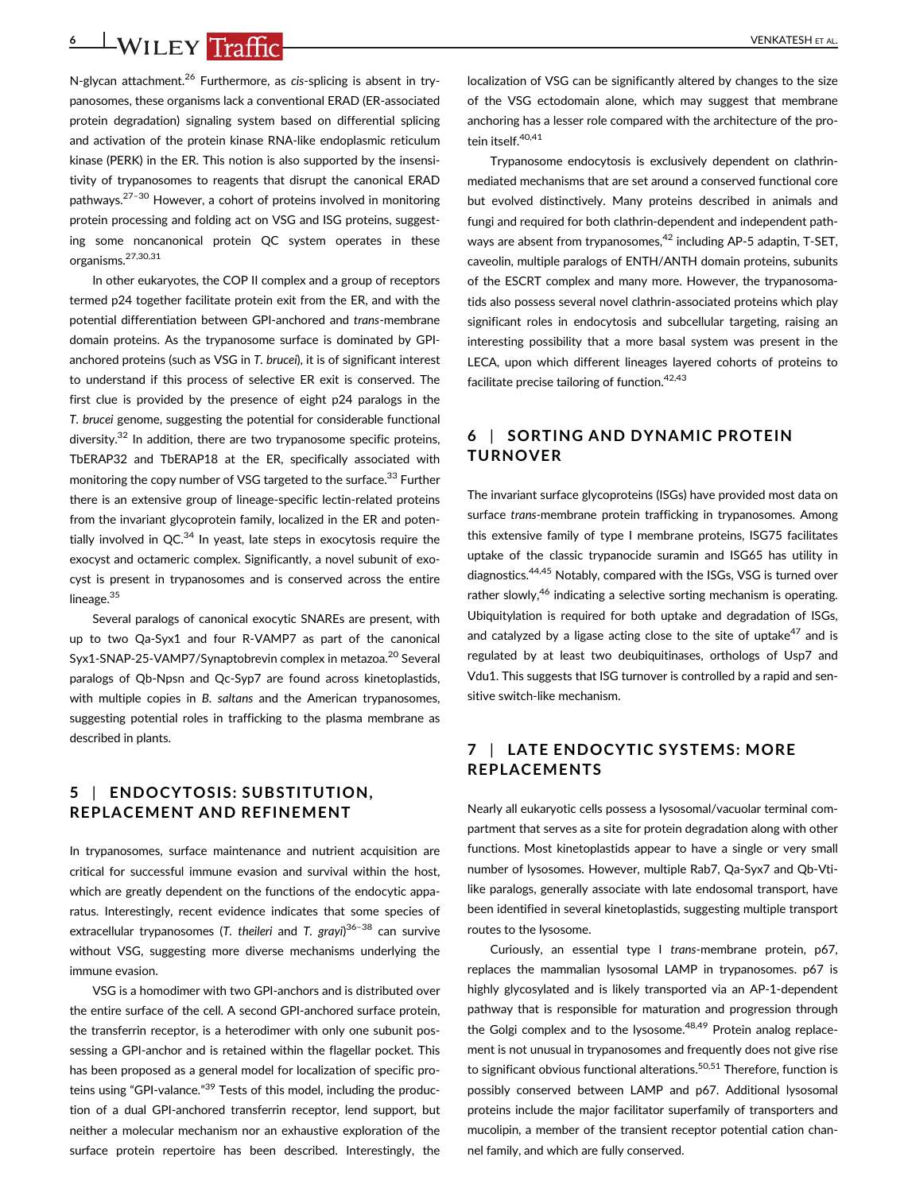N-glycan attachment.[26] Furthermore, as *cis*-splicing is absent in trypanosomes, these organisms lack a conventional ERAD (ER-associated protein degradation) signaling system based on differential splicing and activation of the protein kinase RNA-like endoplasmic reticulum kinase (PERK) in the ER. This notion is also supported by the insensitivity of trypanosomes to reagents that disrupt the canonical ERAD pathways.[27–30] However, a cohort of proteins involved in monitoring protein processing and folding act on VSG and ISG proteins, suggesting some noncanonical protein QC system operates in these organisms.[27,30,31]

In other eukaryotes, the COP II complex and a group of receptors termed p24 together facilitate protein exit from the ER, and with the potential differentiation between GPI-anchored and *trans*-membrane domain proteins. As the trypanosome surface is dominated by GPI-anchored proteins (such as VSG in *T. brucei*), it is of significant interest to understand if this process of selective ER exit is conserved. The first clue is provided by the presence of eight p24 paralogs in the *T. brucei* genome, suggesting the potential for considerable functional diversity.[32] In addition, there are two trypanosome specific proteins, TbERAP32 and TbERAP18 at the ER, specifically associated with monitoring the copy number of VSG targeted to the surface.[33] Further there is an extensive group of lineage-specific lectin-related proteins from the invariant glycoprotein family, localized in the ER and potentially involved in QC.[34] In yeast, late steps in exocytosis require the exocyst and octameric complex. Significantly, a novel subunit of exocyst is present in trypanosomes and is conserved across the entire lineage.[35]

Several paralogs of canonical exocytic SNAREs are present, with up to two Qa-Syx1 and four R-VAMP7 as part of the canonical Syx1-SNAP-25-VAMP7/Synaptobrevin complex in metazoa.[20] Several paralogs of Qb-Npsn and Qc-Syp7 are found across kinetoplastids, with multiple copies in *B. saltans* and the American trypanosomes, suggesting potential roles in trafficking to the plasma membrane as described in plants.

## 5 | ENDOCYTOSIS: SUBSTITUTION, REPLACEMENT AND REFINEMENT

In trypanosomes, surface maintenance and nutrient acquisition are critical for successful immune evasion and survival within the host, which are greatly dependent on the functions of the endocytic apparatus. Interestingly, recent evidence indicates that some species of extracellular trypanosomes (*T. theileri* and *T. grayi*)[36–38] can survive without VSG, suggesting more diverse mechanisms underlying the immune evasion.

VSG is a homodimer with two GPI-anchors and is distributed over the entire surface of the cell. A second GPI-anchored surface protein, the transferrin receptor, is a heterodimer with only one subunit possessing a GPI-anchor and is retained within the flagellar pocket. This has been proposed as a general model for localization of specific proteins using "GPI-valance."[39] Tests of this model, including the production of a dual GPI-anchored transferrin receptor, lend support, but neither a molecular mechanism nor an exhaustive exploration of the surface protein repertoire has been described. Interestingly, the localization of VSG can be significantly altered by changes to the size of the VSG ectodomain alone, which may suggest that membrane anchoring has a lesser role compared with the architecture of the protein itself.[40,41]

Trypanosome endocytosis is exclusively dependent on clathrin-mediated mechanisms that are set around a conserved functional core but evolved distinctively. Many proteins described in animals and fungi and required for both clathrin-dependent and independent pathways are absent from trypanosomes,[42] including AP-5 adaptin, T-SET, caveolin, multiple paralogs of ENTH/ANTH domain proteins, subunits of the ESCRT complex and many more. However, the trypanosomatids also possess several novel clathrin-associated proteins which play significant roles in endocytosis and subcellular targeting, raising an interesting possibility that a more basal system was present in the LECA, upon which different lineages layered cohorts of proteins to facilitate precise tailoring of function.[42,43]

## 6 | SORTING AND DYNAMIC PROTEIN TURNOVER

The invariant surface glycoproteins (ISGs) have provided most data on surface *trans*-membrane protein trafficking in trypanosomes. Among this extensive family of type I membrane proteins, ISG75 facilitates uptake of the classic trypanocide suramin and ISG65 has utility in diagnostics.[44,45] Notably, compared with the ISGs, VSG is turned over rather slowly,[46] indicating a selective sorting mechanism is operating. Ubiquitylation is required for both uptake and degradation of ISGs, and catalyzed by a ligase acting close to the site of uptake[47] and is regulated by at least two deubiquitinases, orthologs of Usp7 and Vdu1. This suggests that ISG turnover is controlled by a rapid and sensitive switch-like mechanism.

## 7 | LATE ENDOCYTIC SYSTEMS: MORE REPLACEMENTS

Nearly all eukaryotic cells possess a lysosomal/vacuolar terminal compartment that serves as a site for protein degradation along with other functions. Most kinetoplastids appear to have a single or very small number of lysosomes. However, multiple Rab7, Qa-Syx7 and Qb-Vti-like paralogs, generally associate with late endosomal transport, have been identified in several kinetoplastids, suggesting multiple transport routes to the lysosome.

Curiously, an essential type I *trans*-membrane protein, p67, replaces the mammalian lysosomal LAMP in trypanosomes. p67 is highly glycosylated and is likely transported via an AP-1-dependent pathway that is responsible for maturation and progression through the Golgi complex and to the lysosome.[48,49] Protein analog replacement is not unusual in trypanosomes and frequently does not give rise to significant obvious functional alterations.[50,51] Therefore, function is possibly conserved between LAMP and p67. Additional lysosomal proteins include the major facilitator superfamily of transporters and mucolipin, a member of the transient receptor potential cation channel family, and which are fully conserved.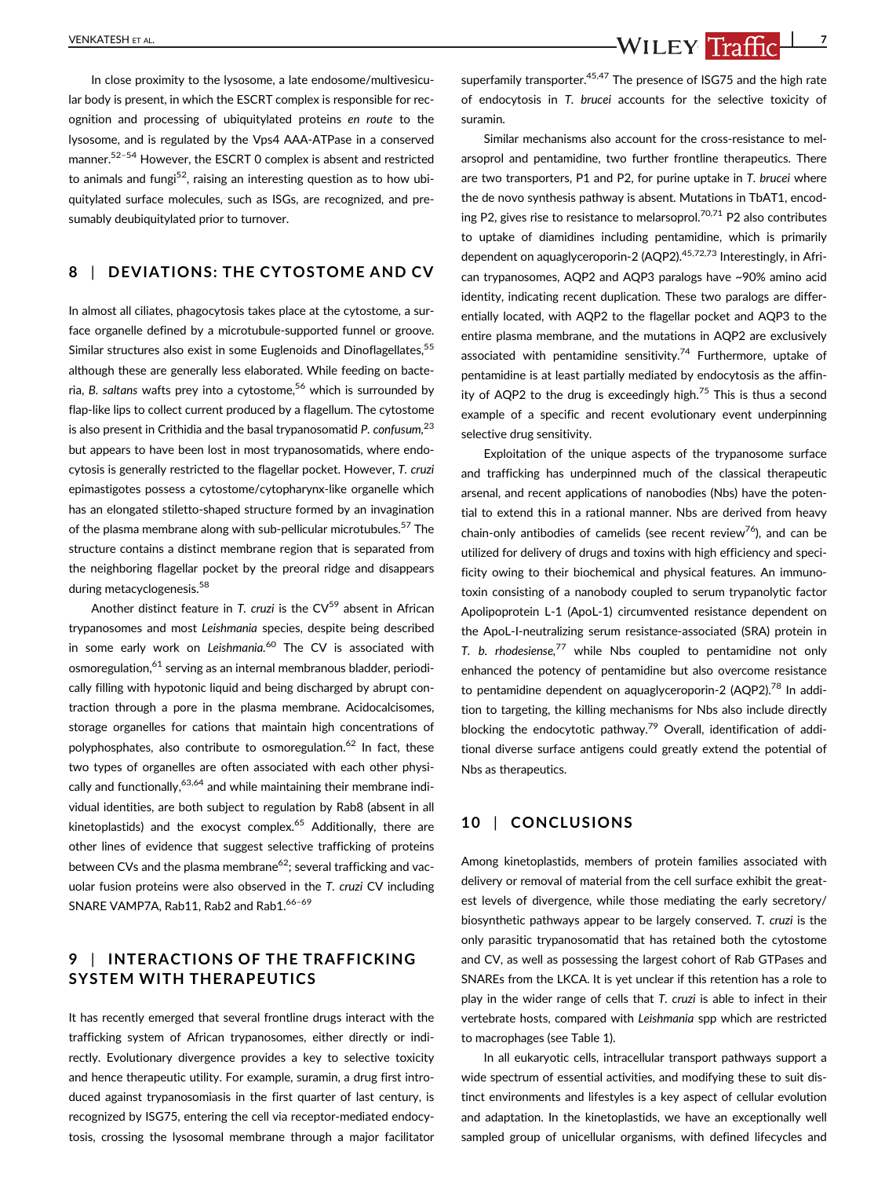In close proximity to the lysosome, a late endosome/multivesicular body is present, in which the ESCRT complex is responsible for recognition and processing of ubiquitylated proteins *en route* to the lysosome, and is regulated by the Vps4 AAA-ATPase in a conserved manner.[52–54] However, the ESCRT 0 complex is absent and restricted to animals and fungi[52], raising an interesting question as to how ubiquitylated surface molecules, such as ISGs, are recognized, and presumably deubiquitylated prior to turnover.

## 8 | DEVIATIONS: THE CYTOSTOME AND CV

In almost all ciliates, phagocytosis takes place at the cytostome, a surface organelle defined by a microtubule-supported funnel or groove. Similar structures also exist in some Euglenoids and Dinoflagellates,[55] although these are generally less elaborated. While feeding on bacteria, *B. saltans* wafts prey into a cytostome,[56] which is surrounded by flap-like lips to collect current produced by a flagellum. The cytostome is also present in Crithidia and the basal trypanosomatid *P. confusum*,[23] but appears to have been lost in most trypanosomatids, where endocytosis is generally restricted to the flagellar pocket. However, *T. cruzi* epimastigotes possess a cytostome/cytopharynx-like organelle which has an elongated stiletto-shaped structure formed by an invagination of the plasma membrane along with sub-pellicular microtubules.[57] The structure contains a distinct membrane region that is separated from the neighboring flagellar pocket by the preoral ridge and disappears during metacyclogenesis.[58]

Another distinct feature in *T. cruzi* is the CV[59] absent in African trypanosomes and most *Leishmania* species, despite being described in some early work on *Leishmania*.[60] The CV is associated with osmoregulation,[61] serving as an internal membranous bladder, periodically filling with hypotonic liquid and being discharged by abrupt contraction through a pore in the plasma membrane. Acidocalcisomes, storage organelles for cations that maintain high concentrations of polyphosphates, also contribute to osmoregulation.[62] In fact, these two types of organelles are often associated with each other physically and functionally,[63,64] and while maintaining their membrane individual identities, are both subject to regulation by Rab8 (absent in all kinetoplastids) and the exocyst complex.[65] Additionally, there are other lines of evidence that suggest selective trafficking of proteins between CVs and the plasma membrane[62]; several trafficking and vacuolar fusion proteins were also observed in the *T. cruzi* CV including SNARE VAMP7A, Rab11, Rab2 and Rab1.[66–69]

## 9 | INTERACTIONS OF THE TRAFFICKING SYSTEM WITH THERAPEUTICS

It has recently emerged that several frontline drugs interact with the trafficking system of African trypanosomes, either directly or indirectly. Evolutionary divergence provides a key to selective toxicity and hence therapeutic utility. For example, suramin, a drug first introduced against trypanosomiasis in the first quarter of last century, is recognized by ISG75, entering the cell via receptor-mediated endocytosis, crossing the lysosomal membrane through a major facilitator superfamily transporter.[45,47] The presence of ISG75 and the high rate of endocytosis in *T. brucei* accounts for the selective toxicity of suramin.

Similar mechanisms also account for the cross-resistance to melarsoprol and pentamidine, two further frontline therapeutics. There are two transporters, P1 and P2, for purine uptake in *T. brucei* where the de novo synthesis pathway is absent. Mutations in TbAT1, encoding P2, gives rise to resistance to melarsoprol.[70,71] P2 also contributes to uptake of diamidines including pentamidine, which is primarily dependent on aquaglyceroporin-2 (AQP2).[45,72,73] Interestingly, in African trypanosomes, AQP2 and AQP3 paralogs have ~90% amino acid identity, indicating recent duplication. These two paralogs are differentially located, with AQP2 to the flagellar pocket and AQP3 to the entire plasma membrane, and the mutations in AQP2 are exclusively associated with pentamidine sensitivity.[74] Furthermore, uptake of pentamidine is at least partially mediated by endocytosis as the affinity of AQP2 to the drug is exceedingly high.[75] This is thus a second example of a specific and recent evolutionary event underpinning selective drug sensitivity.

Exploitation of the unique aspects of the trypanosome surface and trafficking has underpinned much of the classical therapeutic arsenal, and recent applications of nanobodies (Nbs) have the potential to extend this in a rational manner. Nbs are derived from heavy chain-only antibodies of camelids (see recent review[76]), and can be utilized for delivery of drugs and toxins with high efficiency and specificity owing to their biochemical and physical features. An immunotoxin consisting of a nanobody coupled to serum trypanolytic factor Apolipoprotein L-1 (ApoL-1) circumvented resistance dependent on the ApoL-I-neutralizing serum resistance-associated (SRA) protein in *T. b. rhodesiense*,[77] while Nbs coupled to pentamidine not only enhanced the potency of pentamidine but also overcome resistance to pentamidine dependent on aquaglyceroporin-2 (AQP2).[78] In addition to targeting, the killing mechanisms for Nbs also include directly blocking the endocytotic pathway.[79] Overall, identification of additional diverse surface antigens could greatly extend the potential of Nbs as therapeutics.

## 10 | CONCLUSIONS

Among kinetoplastids, members of protein families associated with delivery or removal of material from the cell surface exhibit the greatest levels of divergence, while those mediating the early secretory/biosynthetic pathways appear to be largely conserved. *T. cruzi* is the only parasitic trypanosomatid that has retained both the cytostome and CV, as well as possessing the largest cohort of Rab GTPases and SNAREs from the LKCA. It is yet unclear if this retention has a role to play in the wider range of cells that *T. cruzi* is able to infect in their vertebrate hosts, compared with *Leishmania* spp which are restricted to macrophages (see Table 1).

In all eukaryotic cells, intracellular transport pathways support a wide spectrum of essential activities, and modifying these to suit distinct environments and lifestyles is a key aspect of cellular evolution and adaptation. In the kinetoplastids, we have an exceptionally well sampled group of unicellular organisms, with defined lifecycles and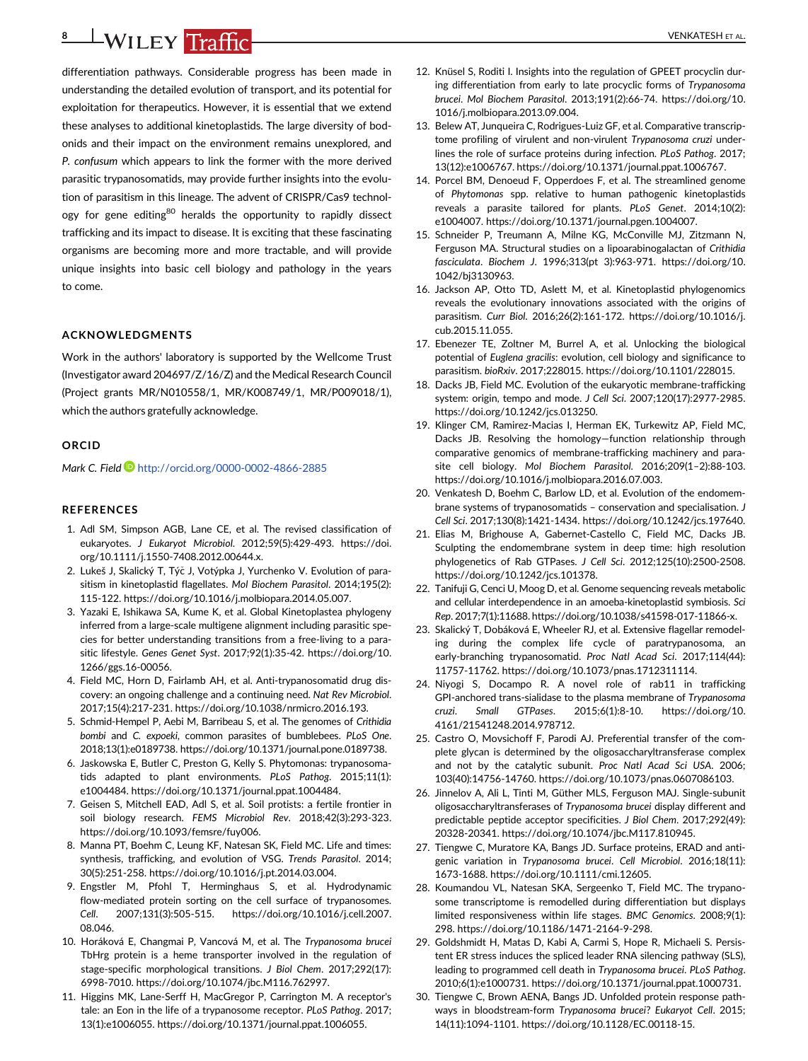differentiation pathways. Considerable progress has been made in understanding the detailed evolution of transport, and its potential for exploitation for therapeutics. However, it is essential that we extend these analyses to additional kinetoplastids. The large diversity of bodonids and their impact on the environment remains unexplored, and *P. confusum* which appears to link the former with the more derived parasitic trypanosomatids, may provide further insights into the evolution of parasitism in this lineage. The advent of CRISPR/Cas9 technology for gene editing[80] heralds the opportunity to rapidly dissect trafficking and its impact to disease. It is exciting that these fascinating organisms are becoming more and more tractable, and will provide unique insights into basic cell biology and pathology in the years to come.

## ACKNOWLEDGMENTS

Work in the authors' laboratory is supported by the Wellcome Trust (Investigator award 204697/Z/16/Z) and the Medical Research Council (Project grants MR/N010558/1, MR/K008749/1, MR/P009018/1), which the authors gratefully acknowledge.

## ORCID

*Mark C. Field* http://orcid.org/0000-0002-4866-2885

## REFERENCES

1. Adl SM, Simpson AGB, Lane CE, et al. The revised classification of eukaryotes. *J Eukaryot Microbiol*. 2012;59(5):429-493. https://doi.org/10.1111/j.1550-7408.2012.00644.x.
2. Lukeš J, Skalický T, Týč J, Votýpka J, Yurchenko V. Evolution of parasitism in kinetoplastid flagellates. *Mol Biochem Parasitol*. 2014;195(2):115-122. https://doi.org/10.1016/j.molbiopara.2014.05.007.
3. Yazaki E, Ishikawa SA, Kume K, et al. Global Kinetoplastea phylogeny inferred from a large-scale multigene alignment including parasitic species for better understanding transitions from a free-living to a parasitic lifestyle. *Genes Genet Syst*. 2017;92(1):35-42. https://doi.org/10.1266/ggs.16-00056.
4. Field MC, Horn D, Fairlamb AH, et al. Anti-trypanosomatid drug discovery: an ongoing challenge and a continuing need. *Nat Rev Microbiol*. 2017;15(4):217-231. https://doi.org/10.1038/nrmicro.2016.193.
5. Schmid-Hempel P, Aebi M, Barribeau S, et al. The genomes of *Crithidia bombi* and *C. expoeki*, common parasites of bumblebees. *PLoS One*. 2018;13(1):e0189738. https://doi.org/10.1371/journal.pone.0189738.
6. Jaskowska E, Butler C, Preston G, Kelly S. Phytomonas: trypanosomatids adapted to plant environments. *PLoS Pathog*. 2015;11(1):e1004484. https://doi.org/10.1371/journal.ppat.1004484.
7. Geisen S, Mitchell EAD, Adl S, et al. Soil protists: a fertile frontier in soil biology research. *FEMS Microbiol Rev*. 2018;42(3):293-323. https://doi.org/10.1093/femsre/fuy006.
8. Manna PT, Boehm C, Leung KF, Natesan SK, Field MC. Life and times: synthesis, trafficking, and evolution of VSG. *Trends Parasitol*. 2014;30(5):251-258. https://doi.org/10.1016/j.pt.2014.03.004.
9. Engstler M, Pfohl T, Herminghaus S, et al. Hydrodynamic flow-mediated protein sorting on the cell surface of trypanosomes. *Cell*. 2007;131(3):505-515. https://doi.org/10.1016/j.cell.2007.08.046.
10. Horáková E, Changmai P, Vancová M, et al. The *Trypanosoma brucei* TbHrg protein is a heme transporter involved in the regulation of stage-specific morphological transitions. *J Biol Chem*. 2017;292(17):6998-7010. https://doi.org/10.1074/jbc.M116.762997.
11. Higgins MK, Lane-Serff H, MacGregor P, Carrington M. A receptor's tale: an Eon in the life of a trypanosome receptor. *PLoS Pathog*. 2017;13(1):e1006055. https://doi.org/10.1371/journal.ppat.1006055.
12. Knüsel S, Roditi I. Insights into the regulation of GPEET procyclin during differentiation from early to late procyclic forms of *Trypanosoma brucei*. *Mol Biochem Parasitol*. 2013;191(2):66-74. https://doi.org/10.1016/j.molbiopara.2013.09.004.
13. Belew AT, Junqueira C, Rodrigues-Luiz GF, et al. Comparative transcriptome profiling of virulent and non-virulent *Trypanosoma cruzi* underlines the role of surface proteins during infection. *PLoS Pathog*. 2017;13(12):e1006767. https://doi.org/10.1371/journal.ppat.1006767.
14. Porcel BM, Denoeud F, Opperdoes F, et al. The streamlined genome of *Phytomonas* spp. relative to human pathogenic kinetoplastids reveals a parasite tailored for plants. *PLoS Genet*. 2014;10(2):e1004007. https://doi.org/10.1371/journal.pgen.1004007.
15. Schneider P, Treumann A, Milne KG, McConville MJ, Zitzmann N, Ferguson MA. Structural studies on a lipoarabinogalactan of *Crithidia fasciculata*. *Biochem J*. 1996;313(pt 3):963-971. https://doi.org/10.1042/bj3130963.
16. Jackson AP, Otto TD, Aslett M, et al. Kinetoplastid phylogenomics reveals the evolutionary innovations associated with the origins of parasitism. *Curr Biol*. 2016;26(2):161-172. https://doi.org/10.1016/j.cub.2015.11.055.
17. Ebenezer TE, Zoltner M, Burrel A, et al. Unlocking the biological potential of *Euglena gracilis*: evolution, cell biology and significance to parasitism. *bioRxiv*. 2017;228015. https://doi.org/10.1101/228015.
18. Dacks JB, Field MC. Evolution of the eukaryotic membrane-trafficking system: origin, tempo and mode. *J Cell Sci*. 2007;120(17):2977-2985. https://doi.org/10.1242/jcs.013250.
19. Klinger CM, Ramirez-Macias I, Herman EK, Turkewitz AP, Field MC, Dacks JB. Resolving the homology—function relationship through comparative genomics of membrane-trafficking machinery and parasite cell biology. *Mol Biochem Parasitol*. 2016;209(1–2):88-103. https://doi.org/10.1016/j.molbiopara.2016.07.003.
20. Venkatesh D, Boehm C, Barlow LD, et al. Evolution of the endomembrane systems of trypanosomatids – conservation and specialisation. *J Cell Sci*. 2017;130(8):1421-1434. https://doi.org/10.1242/jcs.197640.
21. Elias M, Brighouse A, Gabernet-Castello C, Field MC, Dacks JB. Sculpting the endomembrane system in deep time: high resolution phylogenetics of Rab GTPases. *J Cell Sci*. 2012;125(10):2500-2508. https://doi.org/10.1242/jcs.101378.
22. Tanifuji G, Cenci U, Moog D, et al. Genome sequencing reveals metabolic and cellular interdependence in an amoeba-kinetoplastid symbiosis. *Sci Rep*. 2017;7(1):11688. https://doi.org/10.1038/s41598-017-11866-x.
23. Skalický T, Dobáková E, Wheeler RJ, et al. Extensive flagellar remodeling during the complex life cycle of paratrypanosoma, an early-branching trypanosomatid. *Proc Natl Acad Sci*. 2017;114(44):11757-11762. https://doi.org/10.1073/pnas.1712311114.
24. Niyogi S, Docampo R. A novel role of rab11 in trafficking GPI-anchored trans-sialidase to the plasma membrane of *Trypanosoma cruzi*. *Small GTPases*. 2015;6(1):8-10. https://doi.org/10.4161/21541248.2014.978712.
25. Castro O, Movsichoff F, Parodi AJ. Preferential transfer of the complete glycan is determined by the oligosaccharyltransferase complex and not by the catalytic subunit. *Proc Natl Acad Sci USA*. 2006;103(40):14756-14760. https://doi.org/10.1073/pnas.0607086103.
26. Jinnelov A, Ali L, Tinti M, Güther MLS, Ferguson MAJ. Single-subunit oligosaccharyltransferases of *Trypanosoma brucei* display different and predictable peptide acceptor specificities. *J Biol Chem*. 2017;292(49):20328-20341. https://doi.org/10.1074/jbc.M117.810945.
27. Tiengwe C, Muratore KA, Bangs JD. Surface proteins, ERAD and antigenic variation in *Trypanosoma brucei*. *Cell Microbiol*. 2016;18(11):1673-1688. https://doi.org/10.1111/cmi.12605.
28. Koumandou VL, Natesan SKA, Sergeenko T, Field MC. The trypanosome transcriptome is remodelled during differentiation but displays limited responsiveness within life stages. *BMC Genomics*. 2008;9(1):298. https://doi.org/10.1186/1471-2164-9-298.
29. Goldshmidt H, Matas D, Kabi A, Carmi S, Hope R, Michaeli S. Persistent ER stress induces the spliced leader RNA silencing pathway (SLS), leading to programmed cell death in *Trypanosoma brucei*. *PLoS Pathog*. 2010;6(1):e1000731. https://doi.org/10.1371/journal.ppat.1000731.
30. Tiengwe C, Brown AENA, Bangs JD. Unfolded protein response pathways in bloodstream-form *Trypanosoma brucei*? *Eukaryot Cell*. 2015;14(11):1094-1101. https://doi.org/10.1128/EC.00118-15.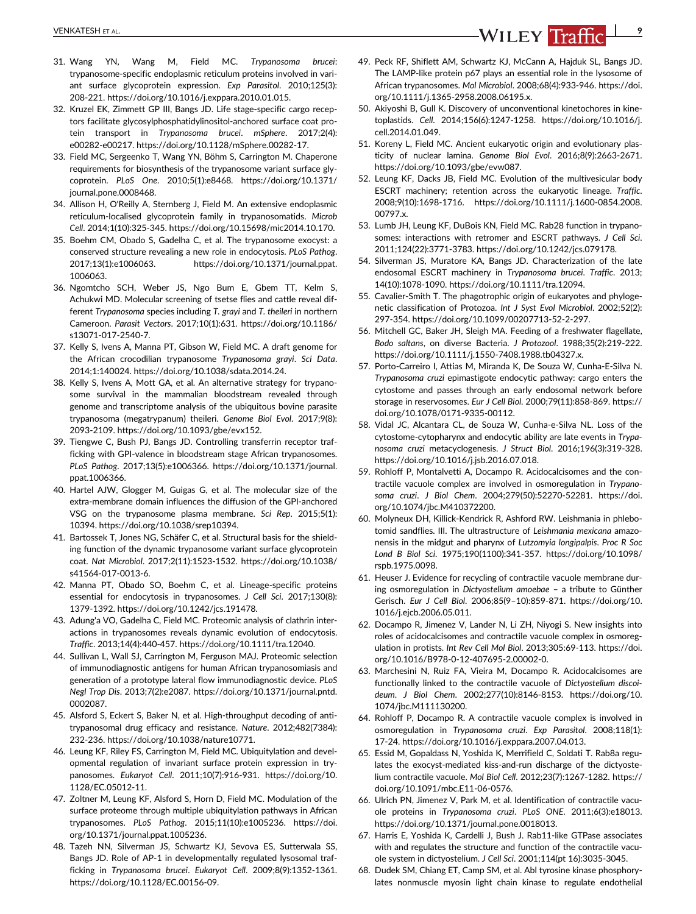31. Wang YN, Wang M, Field MC. *Trypanosoma brucei*: trypanosome-specific endoplasmic reticulum proteins involved in variant surface glycoprotein expression. *Exp Parasitol*. 2010;125(3): 208-221. https://doi.org/10.1016/j.exppara.2010.01.015.
32. Kruzel EK, Zimmett GP III, Bangs JD. Life stage-specific cargo receptors facilitate glycosylphosphatidylinositol-anchored surface coat protein transport in *Trypanosoma brucei*. *mSphere*. 2017;2(4): e00282-e00217. https://doi.org/10.1128/mSphere.00282-17.
33. Field MC, Sergeenko T, Wang YN, Böhm S, Carrington M. Chaperone requirements for biosynthesis of the trypanosome variant surface glycoprotein. *PLoS One*. 2010;5(1):e8468. https://doi.org/10.1371/journal.pone.0008468.
34. Allison H, O'Reilly A, Sternberg J, Field M. An extensive endoplasmic reticulum-localised glycoprotein family in trypanosomatids. *Microb Cell*. 2014;1(10):325-345. https://doi.org/10.15698/mic2014.10.170.
35. Boehm CM, Obado S, Gadelha C, et al. The trypanosome exocyst: a conserved structure revealing a new role in endocytosis. *PLoS Pathog*. 2017;13(1):e1006063. https://doi.org/10.1371/journal.ppat.1006063.
36. Ngomtcho SCH, Weber JS, Ngo Bum E, Gbem TT, Kelm S, Achukwi MD. Molecular screening of tsetse flies and cattle reveal different *Trypanosoma* species including *T. grayi* and *T. theileri* in northern Cameroon. *Parasit Vectors*. 2017;10(1):631. https://doi.org/10.1186/s13071-017-2540-7.
37. Kelly S, Ivens A, Manna PT, Gibson W, Field MC. A draft genome for the African crocodilian trypanosome *Trypanosoma grayi*. *Sci Data*. 2014;1:140024. https://doi.org/10.1038/sdata.2014.24.
38. Kelly S, Ivens A, Mott GA, et al. An alternative strategy for trypanosome survival in the mammalian bloodstream revealed through genome and transcriptome analysis of the ubiquitous bovine parasite trypanosoma (megatrypanum) theileri. *Genome Biol Evol*. 2017;9(8): 2093-2109. https://doi.org/10.1093/gbe/evx152.
39. Tiengwe C, Bush PJ, Bangs JD. Controlling transferrin receptor trafficking with GPI-valence in bloodstream stage African trypanosomes. *PLoS Pathog*. 2017;13(5):e1006366. https://doi.org/10.1371/journal.ppat.1006366.
40. Hartel AJW, Glogger M, Guigas G, et al. The molecular size of the extra-membrane domain influences the diffusion of the GPI-anchored VSG on the trypanosome plasma membrane. *Sci Rep*. 2015;5(1): 10394. https://doi.org/10.1038/srep10394.
41. Bartossek T, Jones NG, Schäfer C, et al. Structural basis for the shielding function of the dynamic trypanosome variant surface glycoprotein coat. *Nat Microbiol*. 2017;2(11):1523-1532. https://doi.org/10.1038/s41564-017-0013-6.
42. Manna PT, Obado SO, Boehm C, et al. Lineage-specific proteins essential for endocytosis in trypanosomes. *J Cell Sci*. 2017;130(8): 1379-1392. https://doi.org/10.1242/jcs.191478.
43. Adung'a VO, Gadelha C, Field MC. Proteomic analysis of clathrin interactions in trypanosomes reveals dynamic evolution of endocytosis. *Traffic*. 2013;14(4):440-457. https://doi.org/10.1111/tra.12040.
44. Sullivan L, Wall SJ, Carrington M, Ferguson MAJ. Proteomic selection of immunodiagnostic antigens for human African trypanosomiasis and generation of a prototype lateral flow immunodiagnostic device. *PLoS Negl Trop Dis*. 2013;7(2):e2087. https://doi.org/10.1371/journal.pntd.0002087.
45. Alsford S, Eckert S, Baker N, et al. High-throughput decoding of antitrypanosomal drug efficacy and resistance. *Nature*. 2012;482(7384): 232-236. https://doi.org/10.1038/nature10771.
46. Leung KF, Riley FS, Carrington M, Field MC. Ubiquitylation and developmental regulation of invariant surface protein expression in trypanosomes. *Eukaryot Cell*. 2011;10(7):916-931. https://doi.org/10.1128/EC.05012-11.
47. Zoltner M, Leung KF, Alsford S, Horn D, Field MC. Modulation of the surface proteome through multiple ubiquitylation pathways in African trypanosomes. *PLoS Pathog*. 2015;11(10):e1005236. https://doi.org/10.1371/journal.ppat.1005236.
48. Tazeh NN, Silverman JS, Schwartz KJ, Sevova ES, Sutterwala SS, Bangs JD. Role of AP-1 in developmentally regulated lysosomal trafficking in *Trypanosoma brucei*. *Eukaryot Cell*. 2009;8(9):1352-1361. https://doi.org/10.1128/EC.00156-09.
49. Peck RF, Shiflett AM, Schwartz KJ, McCann A, Hajduk SL, Bangs JD. The LAMP-like protein p67 plays an essential role in the lysosome of African trypanosomes. *Mol Microbiol*. 2008;68(4):933-946. https://doi.org/10.1111/j.1365-2958.2008.06195.x.
50. Akiyoshi B, Gull K. Discovery of unconventional kinetochores in kinetoplastids. *Cell*. 2014;156(6):1247-1258. https://doi.org/10.1016/j.cell.2014.01.049.
51. Koreny L, Field MC. Ancient eukaryotic origin and evolutionary plasticity of nuclear lamina. *Genome Biol Evol*. 2016;8(9):2663-2671. https://doi.org/10.1093/gbe/evw087.
52. Leung KF, Dacks JB, Field MC. Evolution of the multivesicular body ESCRT machinery; retention across the eukaryotic lineage. *Traffic*. 2008;9(10):1698-1716. https://doi.org/10.1111/j.1600-0854.2008.00797.x.
53. Lumb JH, Leung KF, DuBois KN, Field MC. Rab28 function in trypanosomes: interactions with retromer and ESCRT pathways. *J Cell Sci*. 2011;124(22):3771-3783. https://doi.org/10.1242/jcs.079178.
54. Silverman JS, Muratore KA, Bangs JD. Characterization of the late endosomal ESCRT machinery in *Trypanosoma brucei*. *Traffic*. 2013; 14(10):1078-1090. https://doi.org/10.1111/tra.12094.
55. Cavalier-Smith T. The phagotrophic origin of eukaryotes and phylogenetic classification of Protozoa. *Int J Syst Evol Microbiol*. 2002;52(2): 297-354. https://doi.org/10.1099/00207713-52-2-297.
56. Mitchell GC, Baker JH, Sleigh MA. Feeding of a freshwater flagellate, *Bodo saltans*, on diverse Bacteria. *J Protozool*. 1988;35(2):219-222. https://doi.org/10.1111/j.1550-7408.1988.tb04327.x.
57. Porto-Carreiro I, Attias M, Miranda K, De Souza W, Cunha-E-Silva N. *Trypanosoma cruzi* epimastigote endocytic pathway: cargo enters the cytostome and passes through an early endosomal network before storage in reservosomes. *Eur J Cell Biol*. 2000;79(11):858-869. https://doi.org/10.1078/0171-9335-00112.
58. Vidal JC, Alcantara CL, de Souza W, Cunha-e-Silva NL. Loss of the cytostome-cytopharynx and endocytic ability are late events in *Trypanosoma cruzi* metacyclogenesis. *J Struct Biol*. 2016;196(3):319-328. https://doi.org/10.1016/j.jsb.2016.07.018.
59. Rohloff P, Montalvetti A, Docampo R. Acidocalcisomes and the contractile vacuole complex are involved in osmoregulation in *Trypanosoma cruzi*. *J Biol Chem*. 2004;279(50):52270-52281. https://doi.org/10.1074/jbc.M410372200.
60. Molyneux DH, Killick-Kendrick R, Ashford RW. Leishmania in phlebotomid sandflies. III. The ultrastructure of *Leishmania mexicana* amazonensis in the midgut and pharynx of *Lutzomyia longipalpis*. *Proc R Soc Lond B Biol Sci*. 1975;190(1100):341-357. https://doi.org/10.1098/rspb.1975.0098.
61. Heuser J. Evidence for recycling of contractile vacuole membrane during osmoregulation in *Dictyostelium amoebae* – a tribute to Günther Gerisch. *Eur J Cell Biol*. 2006;85(9–10):859-871. https://doi.org/10.1016/j.ejcb.2006.05.011.
62. Docampo R, Jimenez V, Lander N, Li ZH, Niyogi S. New insights into roles of acidocalcisomes and contractile vacuole complex in osmoregulation in protists. *Int Rev Cell Mol Biol*. 2013;305:69-113. https://doi.org/10.1016/B978-0-12-407695-2.00002-0.
63. Marchesini N, Ruiz FA, Vieira M, Docampo R. Acidocalcisomes are functionally linked to the contractile vacuole of *Dictyostelium discoideum*. *J Biol Chem*. 2002;277(10):8146-8153. https://doi.org/10.1074/jbc.M111130200.
64. Rohloff P, Docampo R. A contractile vacuole complex is involved in osmoregulation in *Trypanosoma cruzi*. *Exp Parasitol*. 2008;118(1): 17-24. https://doi.org/10.1016/j.exppara.2007.04.013.
65. Essid M, Gopaldass N, Yoshida K, Merrifield C, Soldati T. Rab8a regulates the exocyst-mediated kiss-and-run discharge of the dictyostelium contractile vacuole. *Mol Biol Cell*. 2012;23(7):1267-1282. https://doi.org/10.1091/mbc.E11-06-0576.
66. Ulrich PN, Jimenez V, Park M, et al. Identification of contractile vacuole proteins in *Trypanosoma cruzi*. *PLoS ONE*. 2011;6(3):e18013. https://doi.org/10.1371/journal.pone.0018013.
67. Harris E, Yoshida K, Cardelli J, Bush J. Rab11-like GTPase associates with and regulates the structure and function of the contractile vacuole system in dictyostelium. *J Cell Sci*. 2001;114(pt 16):3035-3045.
68. Dudek SM, Chiang ET, Camp SM, et al. Abl tyrosine kinase phosphorylates nonmuscle myosin light chain kinase to regulate endothelial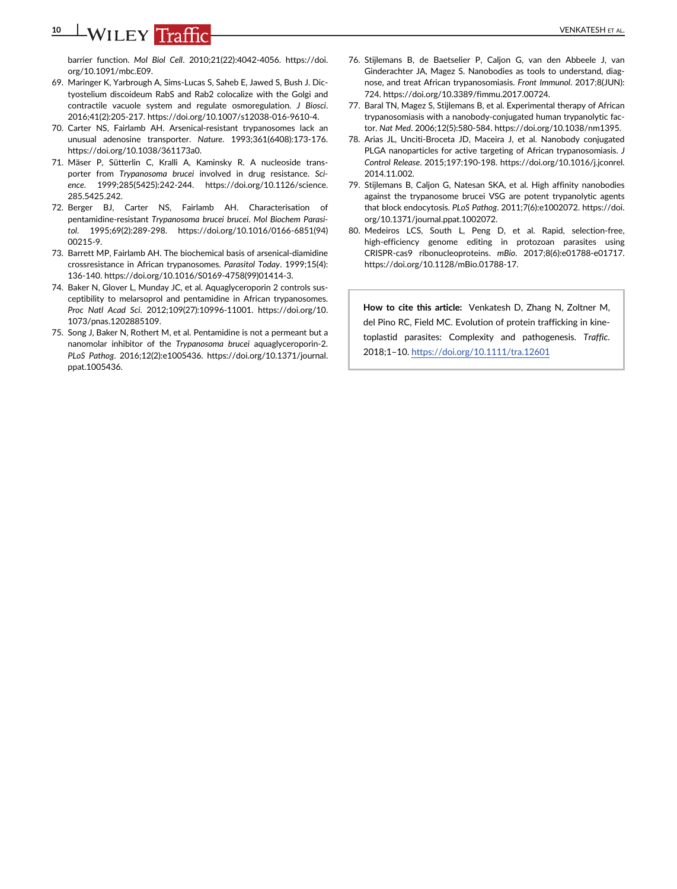barrier function. *Mol Biol Cell*. 2010;21(22):4042-4056. https://doi.org/10.1091/mbc.E09.

69. Maringer K, Yarbrough A, Sims-Lucas S, Saheb E, Jawed S, Bush J. Dictyostelium discoideum RabS and Rab2 colocalize with the Golgi and contractile vacuole system and regulate osmoregulation. *J Biosci*. 2016;41(2):205-217. https://doi.org/10.1007/s12038-016-9610-4.
70. Carter NS, Fairlamb AH. Arsenical-resistant trypanosomes lack an unusual adenosine transporter. *Nature*. 1993;361(6408):173-176. https://doi.org/10.1038/361173a0.
71. Mäser P, Sütterlin C, Kralli A, Kaminsky R. A nucleoside transporter from *Trypanosoma brucei* involved in drug resistance. *Science*. 1999;285(5425):242-244. https://doi.org/10.1126/science.285.5425.242.
72. Berger BJ, Carter NS, Fairlamb AH. Characterisation of pentamidine-resistant *Trypanosoma brucei brucei*. *Mol Biochem Parasitol*. 1995;69(2):289-298. https://doi.org/10.1016/0166-6851(94)00215-9.
73. Barrett MP, Fairlamb AH. The biochemical basis of arsenical-diamidine crossresistance in African trypanosomes. *Parasitol Today*. 1999;15(4):136-140. https://doi.org/10.1016/S0169-4758(99)01414-3.
74. Baker N, Glover L, Munday JC, et al. Aquaglyceroporin 2 controls susceptibility to melarsoprol and pentamidine in African trypanosomes. *Proc Natl Acad Sci*. 2012;109(27):10996-11001. https://doi.org/10.1073/pnas.1202885109.
75. Song J, Baker N, Rothert M, et al. Pentamidine is not a permeant but a nanomolar inhibitor of the *Trypanosoma brucei* aquaglyceroporin-2. *PLoS Pathog*. 2016;12(2):e1005436. https://doi.org/10.1371/journal.ppat.1005436.
76. Stijlemans B, de Baetselier P, Caljon G, van den Abbeele J, van Ginderachter JA, Magez S. Nanobodies as tools to understand, diagnose, and treat African trypanosomiasis. *Front Immunol*. 2017;8(JUN):724. https://doi.org/10.3389/fimmu.2017.00724.
77. Baral TN, Magez S, Stijlemans B, et al. Experimental therapy of African trypanosomiasis with a nanobody-conjugated human trypanolytic factor. *Nat Med*. 2006;12(5):580-584. https://doi.org/10.1038/nm1395.
78. Arias JL, Unciti-Broceta JD, Maceira J, et al. Nanobody conjugated PLGA nanoparticles for active targeting of African trypanosomiasis. *J Control Release*. 2015;197:190-198. https://doi.org/10.1016/j.jconrel.2014.11.002.
79. Stijlemans B, Caljon G, Natesan SKA, et al. High affinity nanobodies against the trypanosome brucei VSG are potent trypanolytic agents that block endocytosis. *PLoS Pathog*. 2011;7(6):e1002072. https://doi.org/10.1371/journal.ppat.1002072.
80. Medeiros LCS, South L, Peng D, et al. Rapid, selection-free, high-efficiency genome editing in protozoan parasites using CRISPR-cas9 ribonucleoproteins. *mBio*. 2017;8(6):e01788-e01717. https://doi.org/10.1128/mBio.01788-17.

**How to cite this article:** Venkatesh D, Zhang N, Zoltner M, del Pino RC, Field MC. Evolution of protein trafficking in kinetoplastid parasites: Complexity and pathogenesis. *Traffic*. 2018;1–10. https://doi.org/10.1111/tra.12601